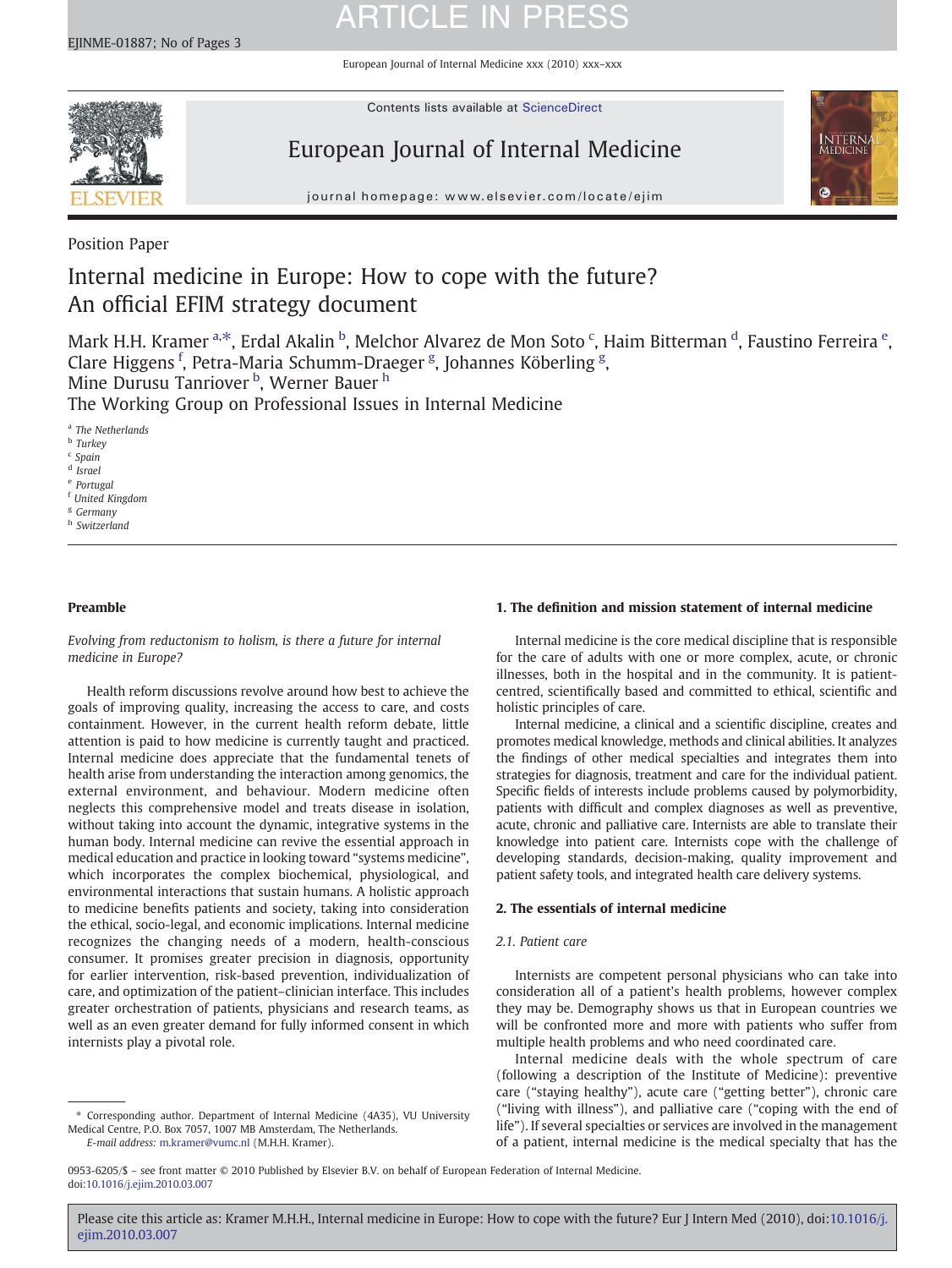Position Paper

# Internal medicine in Europe: How to cope with the future? An official EFIM strategy document

Mark H.H. Kramer [a,*], Erdal Akalin [b], Melchor Alvarez de Mon Soto [c], Haim Bitterman [d], Faustino Ferreira [e], Clare Higgens [f], Petra-Maria Schumm-Draeger [g], Johannes Köberling [g], Mine Durusu Tanriover [b], Werner Bauer [h]

The Working Group on Professional Issues in Internal Medicine

[a] The Netherlands
[b] Turkey
[c] Spain
[d] Israel
[e] Portugal
[f] United Kingdom
[g] Germany
[h] Switzerland

## Preamble

*Evolving from reductonism to holism, is there a future for internal medicine in Europe?*

Health reform discussions revolve around how best to achieve the goals of improving quality, increasing the access to care, and costs containment. However, in the current health reform debate, little attention is paid to how medicine is currently taught and practiced. Internal medicine does appreciate that the fundamental tenets of health arise from understanding the interaction among genomics, the external environment, and behaviour. Modern medicine often neglects this comprehensive model and treats disease in isolation, without taking into account the dynamic, integrative systems in the human body. Internal medicine can revive the essential approach in medical education and practice in looking toward "systems medicine", which incorporates the complex biochemical, physiological, and environmental interactions that sustain humans. A holistic approach to medicine benefits patients and society, taking into consideration the ethical, socio-legal, and economic implications. Internal medicine recognizes the changing needs of a modern, health-conscious consumer. It promises greater precision in diagnosis, opportunity for earlier intervention, risk-based prevention, individualization of care, and optimization of the patient–clinician interface. This includes greater orchestration of patients, physicians and research teams, as well as an even greater demand for fully informed consent in which internists play a pivotal role.

* Corresponding author. Department of Internal Medicine (4A35), VU University Medical Centre, P.O. Box 7057, 1007 MB Amsterdam, The Netherlands.
E-mail address: m.kramer@vumc.nl (M.H.H. Kramer).

## 1. The definition and mission statement of internal medicine

Internal medicine is the core medical discipline that is responsible for the care of adults with one or more complex, acute, or chronic illnesses, both in the hospital and in the community. It is patient-centred, scientifically based and committed to ethical, scientific and holistic principles of care.

Internal medicine, a clinical and a scientific discipline, creates and promotes medical knowledge, methods and clinical abilities. It analyzes the findings of other medical specialties and integrates them into strategies for diagnosis, treatment and care for the individual patient. Specific fields of interests include problems caused by polymorbidity, patients with difficult and complex diagnoses as well as preventive, acute, chronic and palliative care. Internists are able to translate their knowledge into patient care. Internists cope with the challenge of developing standards, decision-making, quality improvement and patient safety tools, and integrated health care delivery systems.

## 2. The essentials of internal medicine

### 2.1. Patient care

Internists are competent personal physicians who can take into consideration all of a patient's health problems, however complex they may be. Demography shows us that in European countries we will be confronted more and more with patients who suffer from multiple health problems and who need coordinated care.

Internal medicine deals with the whole spectrum of care (following a description of the Institute of Medicine): preventive care ("staying healthy"), acute care ("getting better"), chronic care ("living with illness"), and palliative care ("coping with the end of life"). If several specialties or services are involved in the management of a patient, internal medicine is the medical specialty that has the

0953-6205/$ – see front matter © 2010 Published by Elsevier B.V. on behalf of European Federation of Internal Medicine.
doi:10.1016/j.ejim.2010.03.007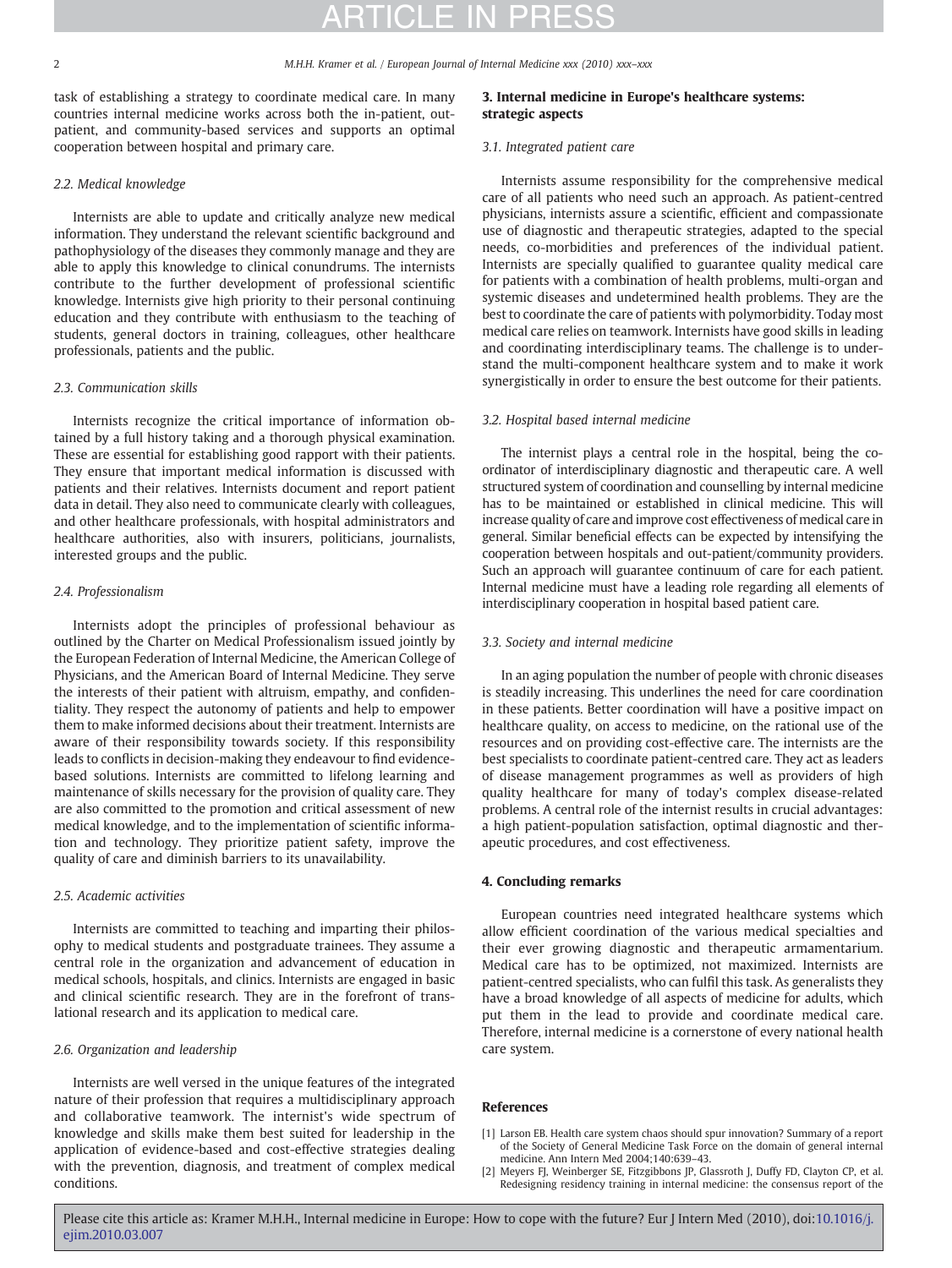task of establishing a strategy to coordinate medical care. In many countries internal medicine works across both the in-patient, outpatient, and community-based services and supports an optimal cooperation between hospital and primary care.

### 2.2. Medical knowledge

Internists are able to update and critically analyze new medical information. They understand the relevant scientific background and pathophysiology of the diseases they commonly manage and they are able to apply this knowledge to clinical conundrums. The internists contribute to the further development of professional scientific knowledge. Internists give high priority to their personal continuing education and they contribute with enthusiasm to the teaching of students, general doctors in training, colleagues, other healthcare professionals, patients and the public.

### 2.3. Communication skills

Internists recognize the critical importance of information obtained by a full history taking and a thorough physical examination. These are essential for establishing good rapport with their patients. They ensure that important medical information is discussed with patients and their relatives. Internists document and report patient data in detail. They also need to communicate clearly with colleagues, and other healthcare professionals, with hospital administrators and healthcare authorities, also with insurers, politicians, journalists, interested groups and the public.

### 2.4. Professionalism

Internists adopt the principles of professional behaviour as outlined by the Charter on Medical Professionalism issued jointly by the European Federation of Internal Medicine, the American College of Physicians, and the American Board of Internal Medicine. They serve the interests of their patient with altruism, empathy, and confidentiality. They respect the autonomy of patients and help to empower them to make informed decisions about their treatment. Internists are aware of their responsibility towards society. If this responsibility leads to conflicts in decision-making they endeavour to find evidence-based solutions. Internists are committed to lifelong learning and maintenance of skills necessary for the provision of quality care. They are also committed to the promotion and critical assessment of new medical knowledge, and to the implementation of scientific information and technology. They prioritize patient safety, improve the quality of care and diminish barriers to its unavailability.

### 2.5. Academic activities

Internists are committed to teaching and imparting their philosophy to medical students and postgraduate trainees. They assume a central role in the organization and advancement of education in medical schools, hospitals, and clinics. Internists are engaged in basic and clinical scientific research. They are in the forefront of translational research and its application to medical care.

### 2.6. Organization and leadership

Internists are well versed in the unique features of the integrated nature of their profession that requires a multidisciplinary approach and collaborative teamwork. The internist's wide spectrum of knowledge and skills make them best suited for leadership in the application of evidence-based and cost-effective strategies dealing with the prevention, diagnosis, and treatment of complex medical conditions.

## 3. Internal medicine in Europe's healthcare systems: strategic aspects

### 3.1. Integrated patient care

Internists assume responsibility for the comprehensive medical care of all patients who need such an approach. As patient-centred physicians, internists assure a scientific, efficient and compassionate use of diagnostic and therapeutic strategies, adapted to the special needs, co-morbidities and preferences of the individual patient. Internists are specially qualified to guarantee quality medical care for patients with a combination of health problems, multi-organ and systemic diseases and undetermined health problems. They are the best to coordinate the care of patients with polymorbidity. Today most medical care relies on teamwork. Internists have good skills in leading and coordinating interdisciplinary teams. The challenge is to understand the multi-component healthcare system and to make it work synergistically in order to ensure the best outcome for their patients.

### 3.2. Hospital based internal medicine

The internist plays a central role in the hospital, being the co-ordinator of interdisciplinary diagnostic and therapeutic care. A well structured system of coordination and counselling by internal medicine has to be maintained or established in clinical medicine. This will increase quality of care and improve cost effectiveness of medical care in general. Similar beneficial effects can be expected by intensifying the cooperation between hospitals and out-patient/community providers. Such an approach will guarantee continuum of care for each patient. Internal medicine must have a leading role regarding all elements of interdisciplinary cooperation in hospital based patient care.

### 3.3. Society and internal medicine

In an aging population the number of people with chronic diseases is steadily increasing. This underlines the need for care coordination in these patients. Better coordination will have a positive impact on healthcare quality, on access to medicine, on the rational use of the resources and on providing cost-effective care. The internists are the best specialists to coordinate patient-centred care. They act as leaders of disease management programmes as well as providers of high quality healthcare for many of today's complex disease-related problems. A central role of the internist results in crucial advantages: a high patient-population satisfaction, optimal diagnostic and therapeutic procedures, and cost effectiveness.

## 4. Concluding remarks

European countries need integrated healthcare systems which allow efficient coordination of the various medical specialties and their ever growing diagnostic and therapeutic armamentarium. Medical care has to be optimized, not maximized. Internists are patient-centred specialists, who can fulfil this task. As generalists they have a broad knowledge of all aspects of medicine for adults, which put them in the lead to provide and coordinate medical care. Therefore, internal medicine is a cornerstone of every national health care system.

## References

[1] Larson EB. Health care system chaos should spur innovation? Summary of a report of the Society of General Medicine Task Force on the domain of general internal medicine. Ann Intern Med 2004;140:639–43.

[2] Meyers FJ, Weinberger SE, Fitzgibbons JP, Glassroth J, Duffy FD, Clayton CP, et al. Redesigning residency training in internal medicine: the consensus report of the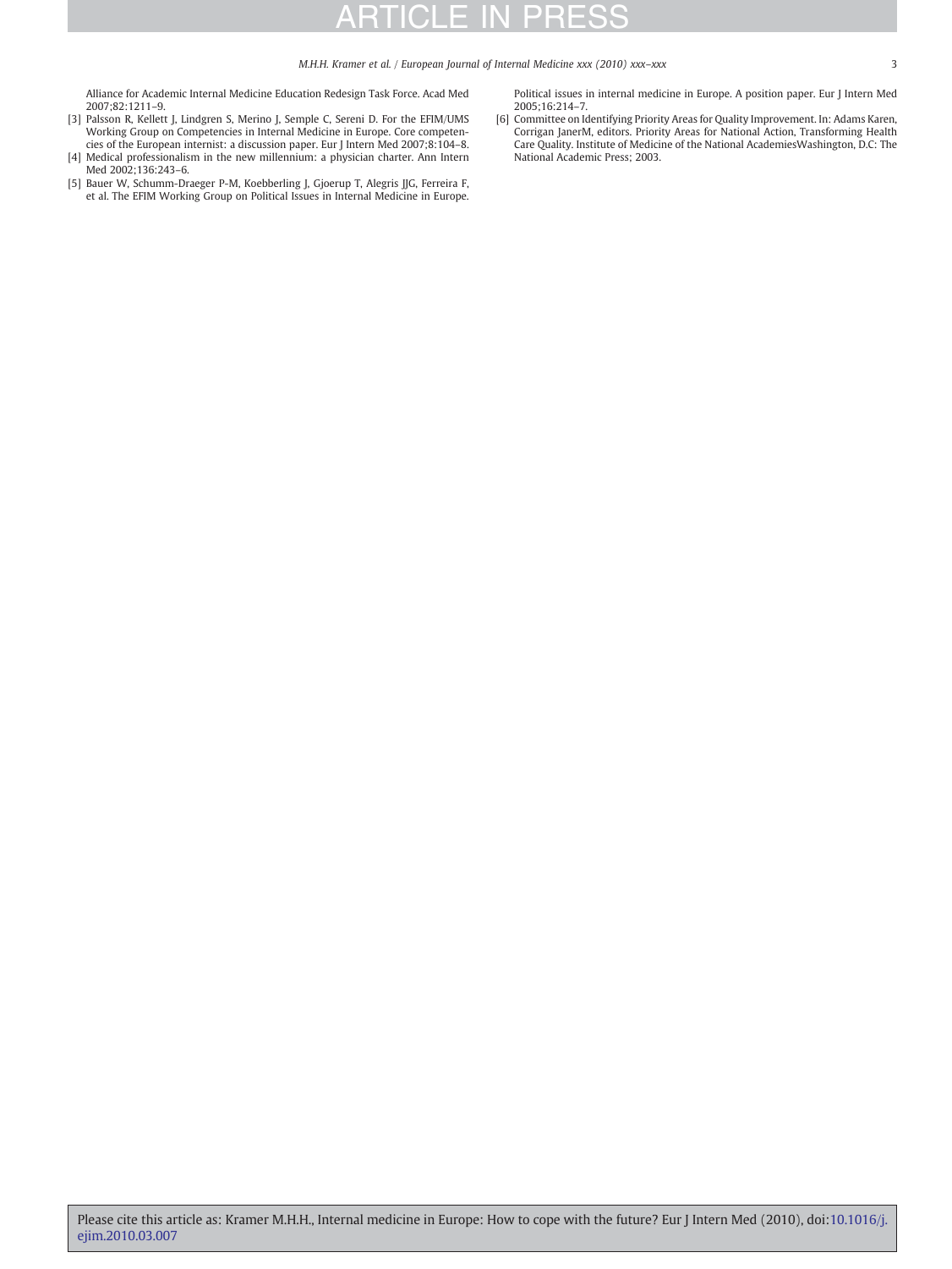Alliance for Academic Internal Medicine Education Redesign Task Force. Acad Med 2007;82:1211–9.

[3] Palsson R, Kellett J, Lindgren S, Merino J, Semple C, Sereni D. For the EFIM/UMS Working Group on Competencies in Internal Medicine in Europe. Core competencies of the European internist: a discussion paper. Eur J Intern Med 2007;8:104–8.

[4] Medical professionalism in the new millennium: a physician charter. Ann Intern Med 2002;136:243–6.

[5] Bauer W, Schumm-Draeger P-M, Koebberling J, Gjoerup T, Alegris JJG, Ferreira F, et al. The EFIM Working Group on Political Issues in Internal Medicine in Europe. Political issues in internal medicine in Europe. A position paper. Eur J Intern Med 2005;16:214–7.

[6] Committee on Identifying Priority Areas for Quality Improvement. In: Adams Karen, Corrigan JanerM, editors. Priority Areas for National Action, Transforming Health Care Quality. Institute of Medicine of the National AcademiesWashington, D.C: The National Academic Press; 2003.

Please cite this article as: Kramer M.H.H., Internal medicine in Europe: How to cope with the future? Eur J Intern Med (2010), doi:10.1016/j.ejim.2010.03.007